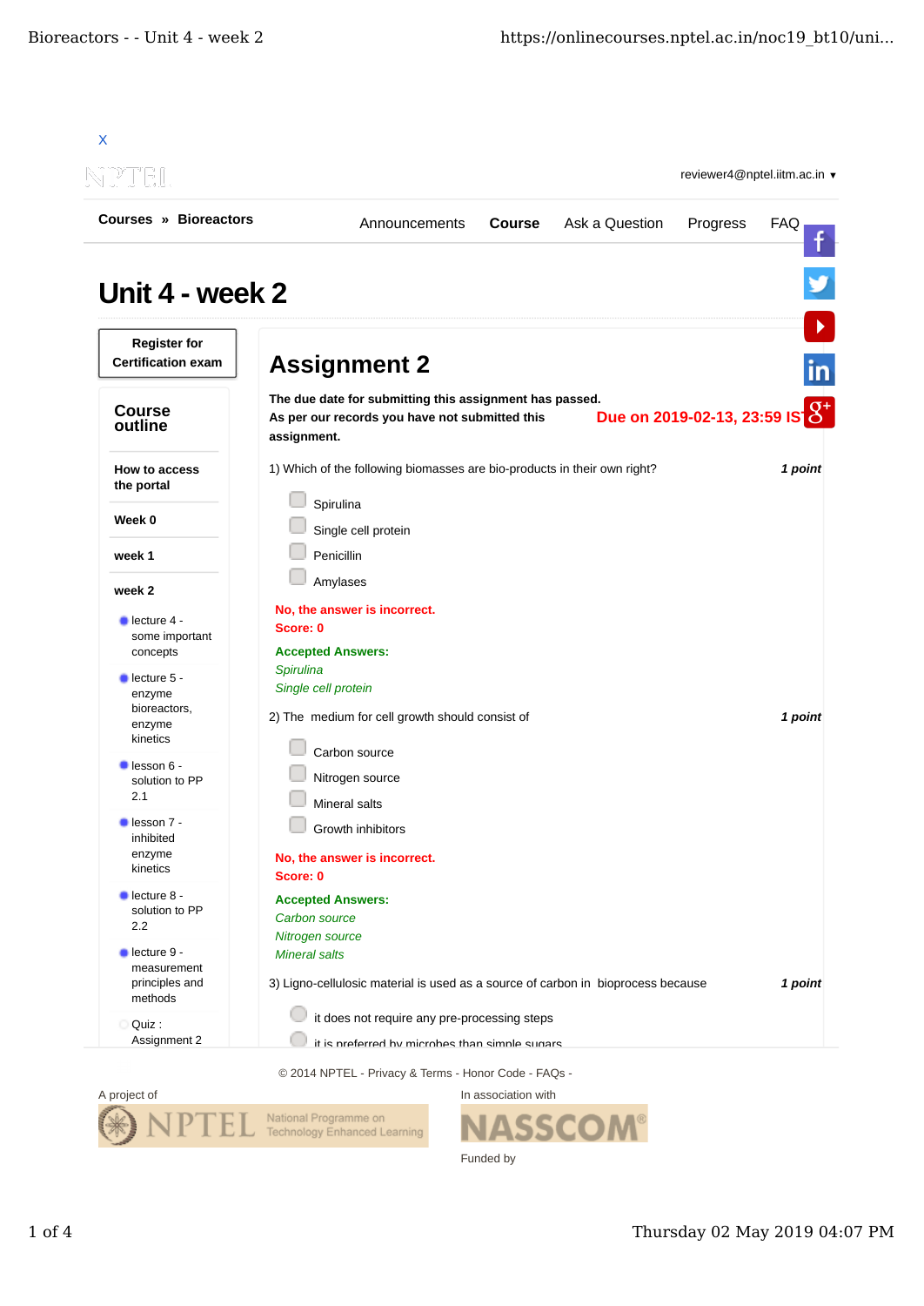X

reviewer4@nptel.iitm.ac.in ▼

Courses » Bioreactors

Announcements | **Course** | Ask a Question | Progress | FAQ

# Unit 4 - week 2

**Register for Certification exam**

**Course outline**

**How to access the portal**

**Week 0**

**week 1**

**week 2**

- lecture 4 - some important concepts
- lecture 5 - enzyme bioreactors, enzyme kinetics
- lesson 6 - solution to PP 2.1
- lesson 7 - inhibited enzyme kinetics
- lecture 8 - solution to PP 2.2
- lecture 9 - measurement principles and methods
- Quiz : Assignment 2

## Assignment 2

**The due date for submitting this assignment has passed.**
**As per our records you have not submitted this assignment.**

**Due on 2019-02-13, 23:59 IST.**

1) Which of the following biomasses are bio-products in their own right? ***1 point***

- Spirulina
- Single cell protein
- Penicillin
- Amylases

**No, the answer is incorrect.**
**Score: 0**

**Accepted Answers:**
*Spirulina*
*Single cell protein*

2) The medium for cell growth should consist of ***1 point***

- Carbon source
- Nitrogen source
- Mineral salts
- Growth inhibitors

**No, the answer is incorrect.**
**Score: 0**

**Accepted Answers:**
*Carbon source*
*Nitrogen source*
*Mineral salts*

3) Ligno-cellulosic material is used as a source of carbon in bioprocess because ***1 point***

- it does not require any pre-processing steps
- it is preferred by microbes than simple sugars

© 2014 NPTEL - Privacy & Terms - Honor Code - FAQs -

A project of

In association with

Funded by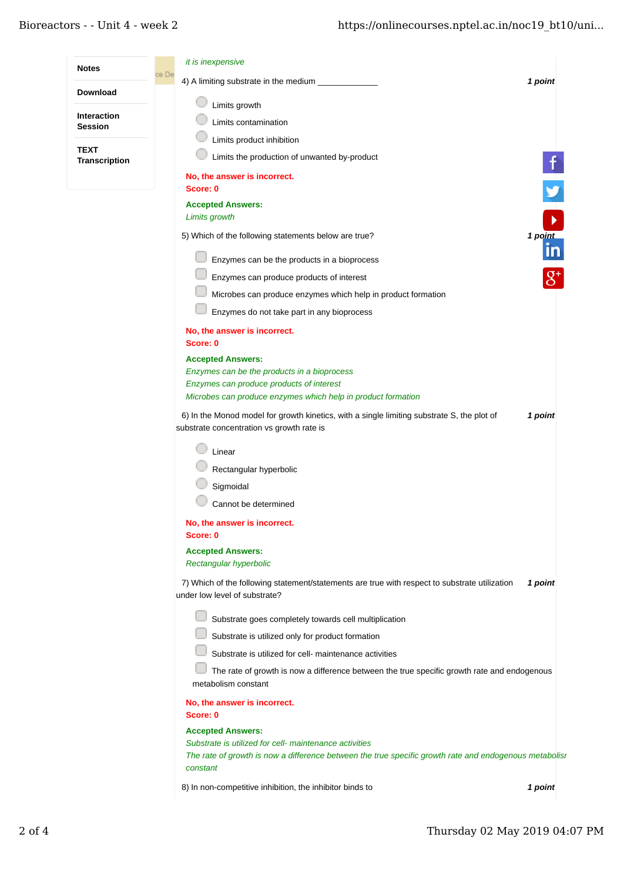*it is inexpensive*

4) A limiting substrate in the medium ____________ **1 point**

- Limits growth
- Limits contamination
- Limits product inhibition
- Limits the production of unwanted by-product

**No, the answer is incorrect.**
**Score: 0**

**Accepted Answers:**
*Limits growth*

5) Which of the following statements below are true? **1 point**

- Enzymes can be the products in a bioprocess
- Enzymes can produce products of interest
- Microbes can produce enzymes which help in product formation
- Enzymes do not take part in any bioprocess

**No, the answer is incorrect.**
**Score: 0**

**Accepted Answers:**
*Enzymes can be the products in a bioprocess*
*Enzymes can produce products of interest*
*Microbes can produce enzymes which help in product formation*

6) In the Monod model for growth kinetics, with a single limiting substrate S, the plot of substrate concentration vs growth rate is **1 point**

- Linear
- Rectangular hyperbolic
- Sigmoidal
- Cannot be determined

**No, the answer is incorrect.**
**Score: 0**

**Accepted Answers:**
*Rectangular hyperbolic*

7) Which of the following statement/statements are true with respect to substrate utilization under low level of substrate? **1 point**

- Substrate goes completely towards cell multiplication
- Substrate is utilized only for product formation
- Substrate is utilized for cell- maintenance activities
- The rate of growth is now a difference between the true specific growth rate and endogenous metabolism constant

**No, the answer is incorrect.**
**Score: 0**

**Accepted Answers:**
*Substrate is utilized for cell- maintenance activities*
*The rate of growth is now a difference between the true specific growth rate and endogenous metabolisr constant*

8) In non-competitive inhibition, the inhibitor binds to **1 point**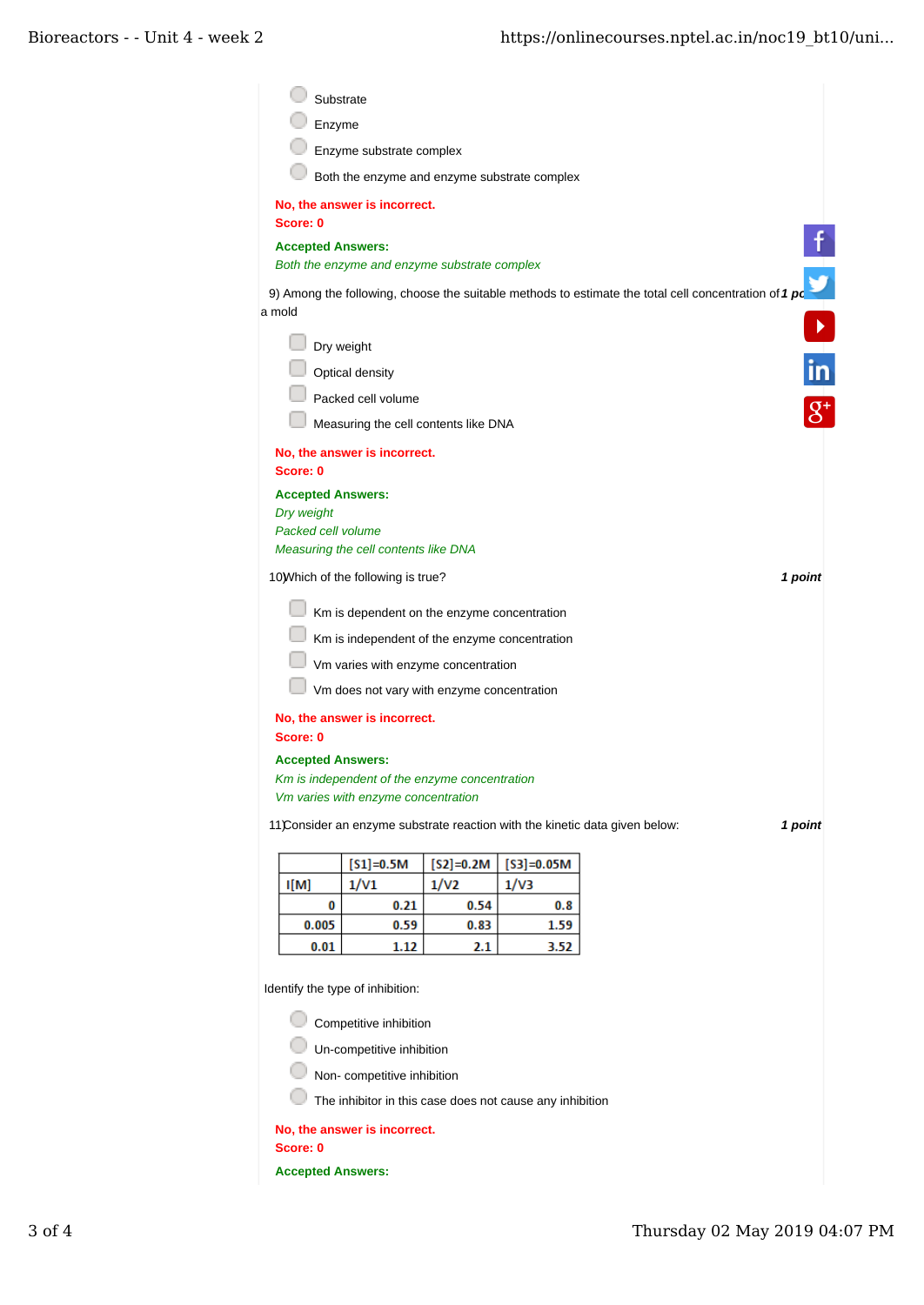- Substrate
- Enzyme
- Enzyme substrate complex
- Both the enzyme and enzyme substrate complex

**No, the answer is incorrect.**
**Score: 0**

**Accepted Answers:**
*Both the enzyme and enzyme substrate complex*

9) Among the following, choose the suitable methods to estimate the total cell concentration of a mold **1 po**

- Dry weight
- Optical density
- Packed cell volume
- Measuring the cell contents like DNA

**No, the answer is incorrect.**
**Score: 0**

**Accepted Answers:**
*Dry weight*
*Packed cell volume*
*Measuring the cell contents like DNA*

10) Which of the following is true? **1 point**

- Km is dependent on the enzyme concentration
- Km is independent of the enzyme concentration
- Vm varies with enzyme concentration
- Vm does not vary with enzyme concentration

**No, the answer is incorrect.**
**Score: 0**

**Accepted Answers:**
*Km is independent of the enzyme concentration*
*Vm varies with enzyme concentration*

11) Consider an enzyme substrate reaction with the kinetic data given below: **1 point**

| | [S1]=0.5M | [S2]=0.2M | [S3]=0.05M |
|---|---|---|---|
| I[M] | 1/V1 | 1/V2 | 1/V3 |
| 0 | 0.21 | 0.54 | 0.8 |
| 0.005 | 0.59 | 0.83 | 1.59 |
| 0.01 | 1.12 | 2.1 | 3.52 |

Identify the type of inhibition:

- Competitive inhibition
- Un-competitive inhibition
- Non- competitive inhibition
- The inhibitor in this case does not cause any inhibition

**No, the answer is incorrect.**
**Score: 0**

**Accepted Answers:**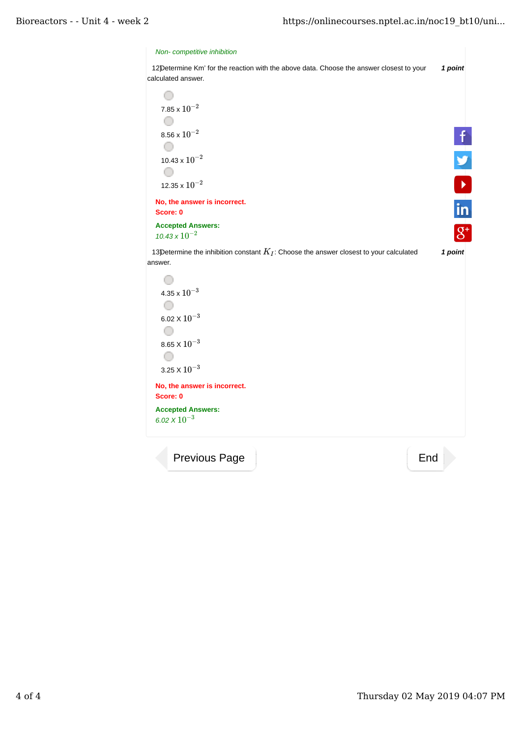*Non- competitive inhibition*

12) Determine Km' for the reaction with the above data. Choose the answer closest to your calculated answer.

**1 point**

- 7.85 x $10^{-2}$
- 8.56 x $10^{-2}$
- 10.43 x $10^{-2}$
- 12.35 x $10^{-2}$

**No, the answer is incorrect.**
**Score: 0**

**Accepted Answers:**
*10.43 x $10^{-2}$*

13) Determine the inhibition constant $K_I$: Choose the answer closest to your calculated answer.

**1 point**

- 4.35 x $10^{-3}$
- 6.02 X $10^{-3}$
- 8.65 X $10^{-3}$
- 3.25 X $10^{-3}$

**No, the answer is incorrect.**
**Score: 0**

**Accepted Answers:**
*6.02 X $10^{-3}$*

Previous Page

End